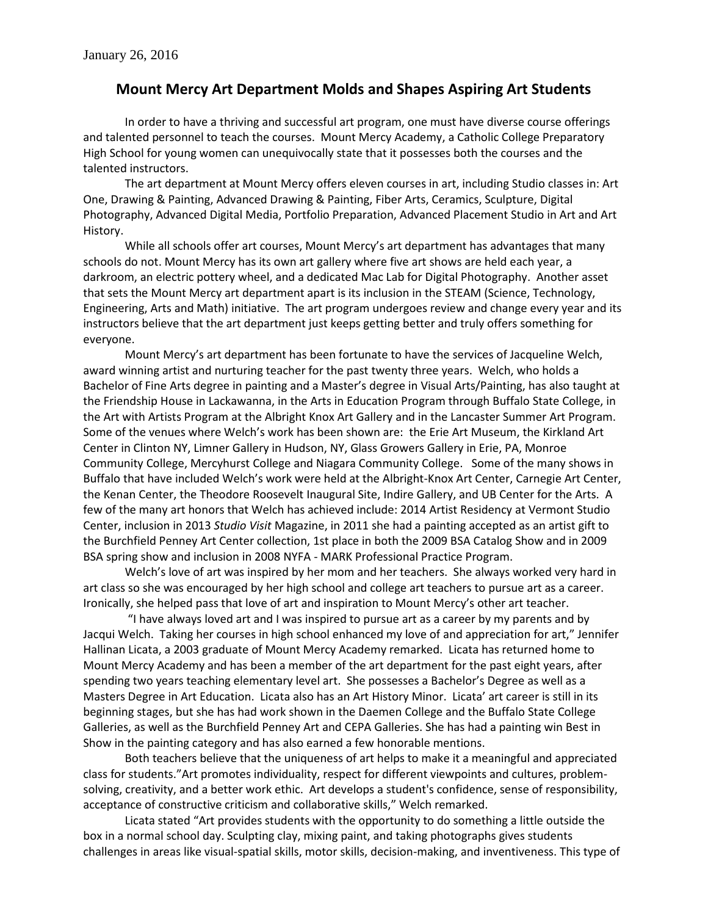January 26, 2016

# Mount Mercy Art Department Molds and Shapes Aspiring Art Students

In order to have a thriving and successful art program, one must have diverse course offerings and talented personnel to teach the courses. Mount Mercy Academy, a Catholic College Preparatory High School for young women can unequivocally state that it possesses both the courses and the talented instructors.

The art department at Mount Mercy offers eleven courses in art, including Studio classes in: Art One, Drawing & Painting, Advanced Drawing & Painting, Fiber Arts, Ceramics, Sculpture, Digital Photography, Advanced Digital Media, Portfolio Preparation, Advanced Placement Studio in Art and Art History.

While all schools offer art courses, Mount Mercy's art department has advantages that many schools do not. Mount Mercy has its own art gallery where five art shows are held each year, a darkroom, an electric pottery wheel, and a dedicated Mac Lab for Digital Photography. Another asset that sets the Mount Mercy art department apart is its inclusion in the STEAM (Science, Technology, Engineering, Arts and Math) initiative. The art program undergoes review and change every year and its instructors believe that the art department just keeps getting better and truly offers something for everyone.

Mount Mercy's art department has been fortunate to have the services of Jacqueline Welch, award winning artist and nurturing teacher for the past twenty three years. Welch, who holds a Bachelor of Fine Arts degree in painting and a Master's degree in Visual Arts/Painting, has also taught at the Friendship House in Lackawanna, in the Arts in Education Program through Buffalo State College, in the Art with Artists Program at the Albright Knox Art Gallery and in the Lancaster Summer Art Program. Some of the venues where Welch's work has been shown are: the Erie Art Museum, the Kirkland Art Center in Clinton NY, Limner Gallery in Hudson, NY, Glass Growers Gallery in Erie, PA, Monroe Community College, Mercyhurst College and Niagara Community College. Some of the many shows in Buffalo that have included Welch's work were held at the Albright-Knox Art Center, Carnegie Art Center, the Kenan Center, the Theodore Roosevelt Inaugural Site, Indire Gallery, and UB Center for the Arts. A few of the many art honors that Welch has achieved include: 2014 Artist Residency at Vermont Studio Center, inclusion in 2013 *Studio Visit* Magazine, in 2011 she had a painting accepted as an artist gift to the Burchfield Penney Art Center collection, 1st place in both the 2009 BSA Catalog Show and in 2009 BSA spring show and inclusion in 2008 NYFA - MARK Professional Practice Program.

Welch's love of art was inspired by her mom and her teachers. She always worked very hard in art class so she was encouraged by her high school and college art teachers to pursue art as a career. Ironically, she helped pass that love of art and inspiration to Mount Mercy's other art teacher.

"I have always loved art and I was inspired to pursue art as a career by my parents and by Jacqui Welch. Taking her courses in high school enhanced my love of and appreciation for art," Jennifer Hallinan Licata, a 2003 graduate of Mount Mercy Academy remarked. Licata has returned home to Mount Mercy Academy and has been a member of the art department for the past eight years, after spending two years teaching elementary level art. She possesses a Bachelor's Degree as well as a Masters Degree in Art Education. Licata also has an Art History Minor. Licata' art career is still in its beginning stages, but she has had work shown in the Daemen College and the Buffalo State College Galleries, as well as the Burchfield Penney Art and CEPA Galleries. She has had a painting win Best in Show in the painting category and has also earned a few honorable mentions.

Both teachers believe that the uniqueness of art helps to make it a meaningful and appreciated class for students."Art promotes individuality, respect for different viewpoints and cultures, problem-solving, creativity, and a better work ethic. Art develops a student's confidence, sense of responsibility, acceptance of constructive criticism and collaborative skills," Welch remarked.

Licata stated "Art provides students with the opportunity to do something a little outside the box in a normal school day. Sculpting clay, mixing paint, and taking photographs gives students challenges in areas like visual-spatial skills, motor skills, decision-making, and inventiveness. This type of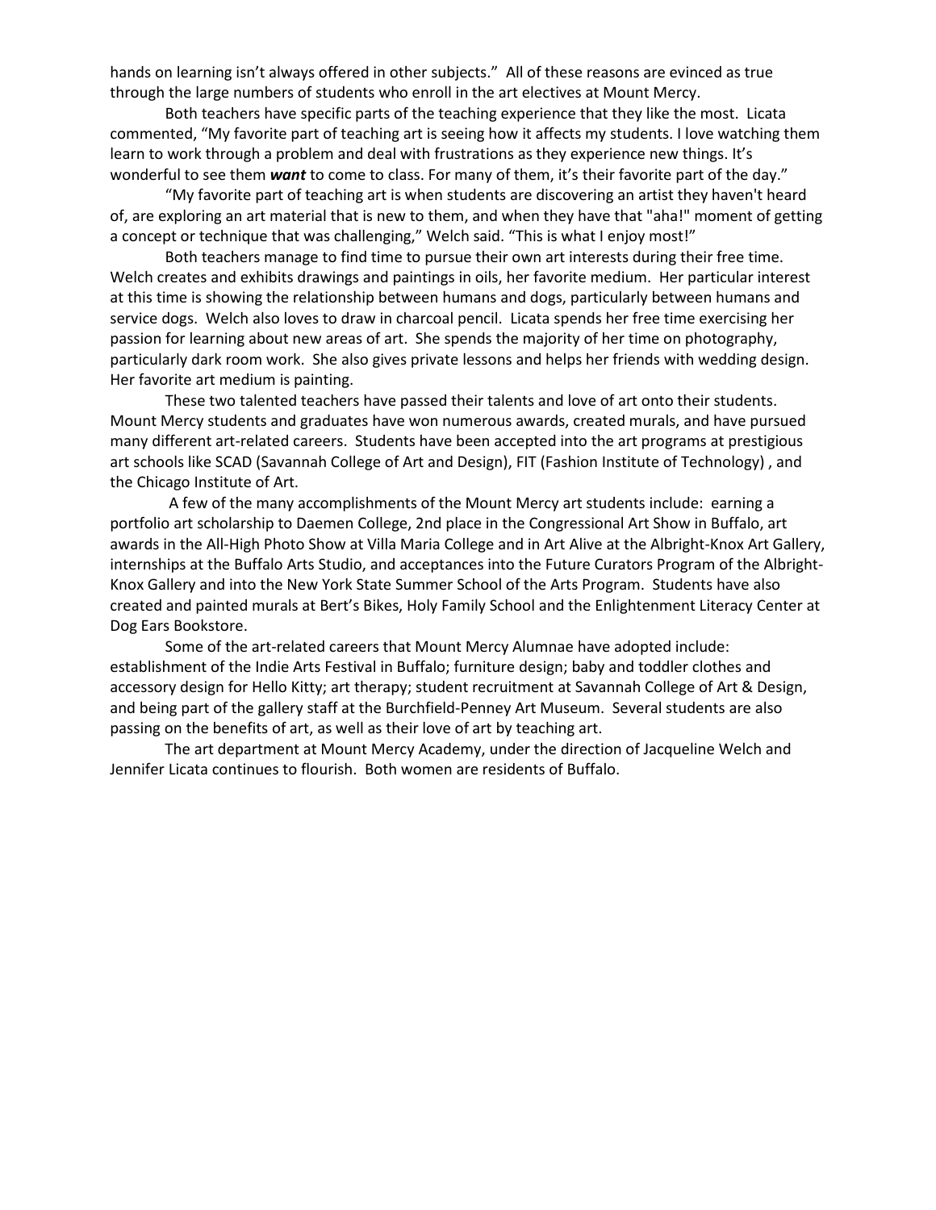hands on learning isn't always offered in other subjects." All of these reasons are evinced as true through the large numbers of students who enroll in the art electives at Mount Mercy.

Both teachers have specific parts of the teaching experience that they like the most. Licata commented, "My favorite part of teaching art is seeing how it affects my students. I love watching them learn to work through a problem and deal with frustrations as they experience new things. It's wonderful to see them ***want*** to come to class. For many of them, it's their favorite part of the day."

"My favorite part of teaching art is when students are discovering an artist they haven't heard of, are exploring an art material that is new to them, and when they have that "aha!" moment of getting a concept or technique that was challenging," Welch said. "This is what I enjoy most!"

Both teachers manage to find time to pursue their own art interests during their free time. Welch creates and exhibits drawings and paintings in oils, her favorite medium. Her particular interest at this time is showing the relationship between humans and dogs, particularly between humans and service dogs. Welch also loves to draw in charcoal pencil. Licata spends her free time exercising her passion for learning about new areas of art. She spends the majority of her time on photography, particularly dark room work. She also gives private lessons and helps her friends with wedding design. Her favorite art medium is painting.

These two talented teachers have passed their talents and love of art onto their students. Mount Mercy students and graduates have won numerous awards, created murals, and have pursued many different art-related careers. Students have been accepted into the art programs at prestigious art schools like SCAD (Savannah College of Art and Design), FIT (Fashion Institute of Technology) , and the Chicago Institute of Art.

A few of the many accomplishments of the Mount Mercy art students include: earning a portfolio art scholarship to Daemen College, 2nd place in the Congressional Art Show in Buffalo, art awards in the All-High Photo Show at Villa Maria College and in Art Alive at the Albright-Knox Art Gallery, internships at the Buffalo Arts Studio, and acceptances into the Future Curators Program of the Albright-Knox Gallery and into the New York State Summer School of the Arts Program. Students have also created and painted murals at Bert's Bikes, Holy Family School and the Enlightenment Literacy Center at Dog Ears Bookstore.

Some of the art-related careers that Mount Mercy Alumnae have adopted include: establishment of the Indie Arts Festival in Buffalo; furniture design; baby and toddler clothes and accessory design for Hello Kitty; art therapy; student recruitment at Savannah College of Art & Design, and being part of the gallery staff at the Burchfield-Penney Art Museum. Several students are also passing on the benefits of art, as well as their love of art by teaching art.

The art department at Mount Mercy Academy, under the direction of Jacqueline Welch and Jennifer Licata continues to flourish. Both women are residents of Buffalo.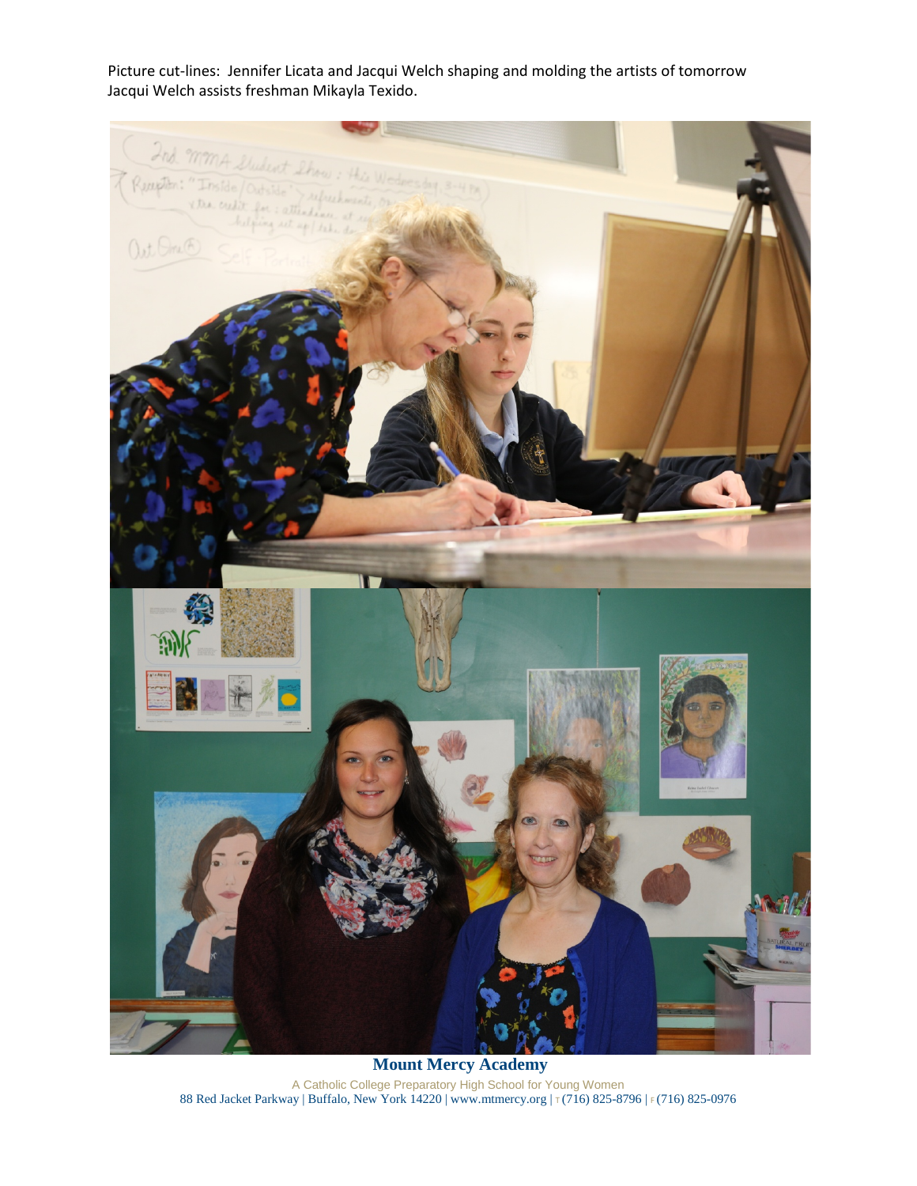Picture cut-lines: Jennifer Licata and Jacqui Welch shaping and molding the artists of tomorrow
Jacqui Welch assists freshman Mikayla Texido.

**Mount Mercy Academy**

A Catholic College Preparatory High School for Young Women

88 Red Jacket Parkway | Buffalo, New York 14220 | www.mtmercy.org | T (716) 825-8796 | F (716) 825-0976